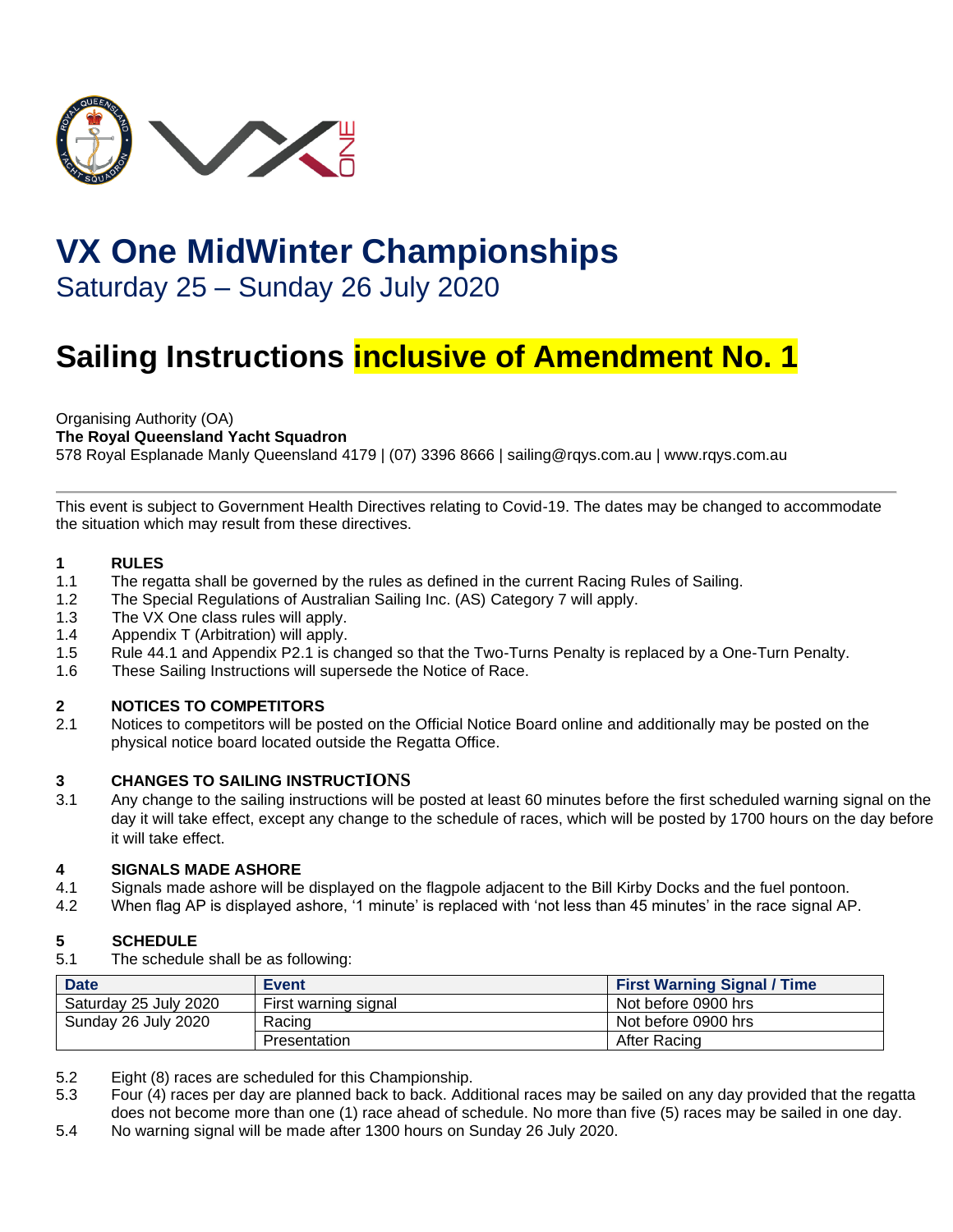# VX One MidWinter Championships

Saturday 25 – Sunday 26 July 2020

# Sailing Instructions inclusive of Amendment No. 1

Organising Authority (OA)
**The Royal Queensland Yacht Squadron**
578 Royal Esplanade Manly Queensland 4179 | (07) 3396 8666 | sailing@rqys.com.au | www.rqys.com.au

---

This event is subject to Government Health Directives relating to Covid-19. The dates may be changed to accommodate the situation which may result from these directives.

## 1 RULES

1.1 The regatta shall be governed by the rules as defined in the current Racing Rules of Sailing.
1.2 The Special Regulations of Australian Sailing Inc. (AS) Category 7 will apply.
1.3 The VX One class rules will apply.
1.4 Appendix T (Arbitration) will apply.
1.5 Rule 44.1 and Appendix P2.1 is changed so that the Two-Turns Penalty is replaced by a One-Turn Penalty.
1.6 These Sailing Instructions will supersede the Notice of Race.

## 2 NOTICES TO COMPETITORS

2.1 Notices to competitors will be posted on the Official Notice Board online and additionally may be posted on the physical notice board located outside the Regatta Office.

## 3 CHANGES TO SAILING INSTRUCTIONS

3.1 Any change to the sailing instructions will be posted at least 60 minutes before the first scheduled warning signal on the day it will take effect, except any change to the schedule of races, which will be posted by 1700 hours on the day before it will take effect.

## 4 SIGNALS MADE ASHORE

4.1 Signals made ashore will be displayed on the flagpole adjacent to the Bill Kirby Docks and the fuel pontoon.
4.2 When flag AP is displayed ashore, '1 minute' is replaced with 'not less than 45 minutes' in the race signal AP.

## 5 SCHEDULE

5.1 The schedule shall be as following:

| Date | Event | First Warning Signal / Time |
|---|---|---|
| Saturday 25 July 2020 | First warning signal | Not before 0900 hrs |
| Sunday 26 July 2020 | Racing | Not before 0900 hrs |
| | Presentation | After Racing |

5.2 Eight (8) races are scheduled for this Championship.
5.3 Four (4) races per day are planned back to back. Additional races may be sailed on any day provided that the regatta does not become more than one (1) race ahead of schedule. No more than five (5) races may be sailed in one day.
5.4 No warning signal will be made after 1300 hours on Sunday 26 July 2020.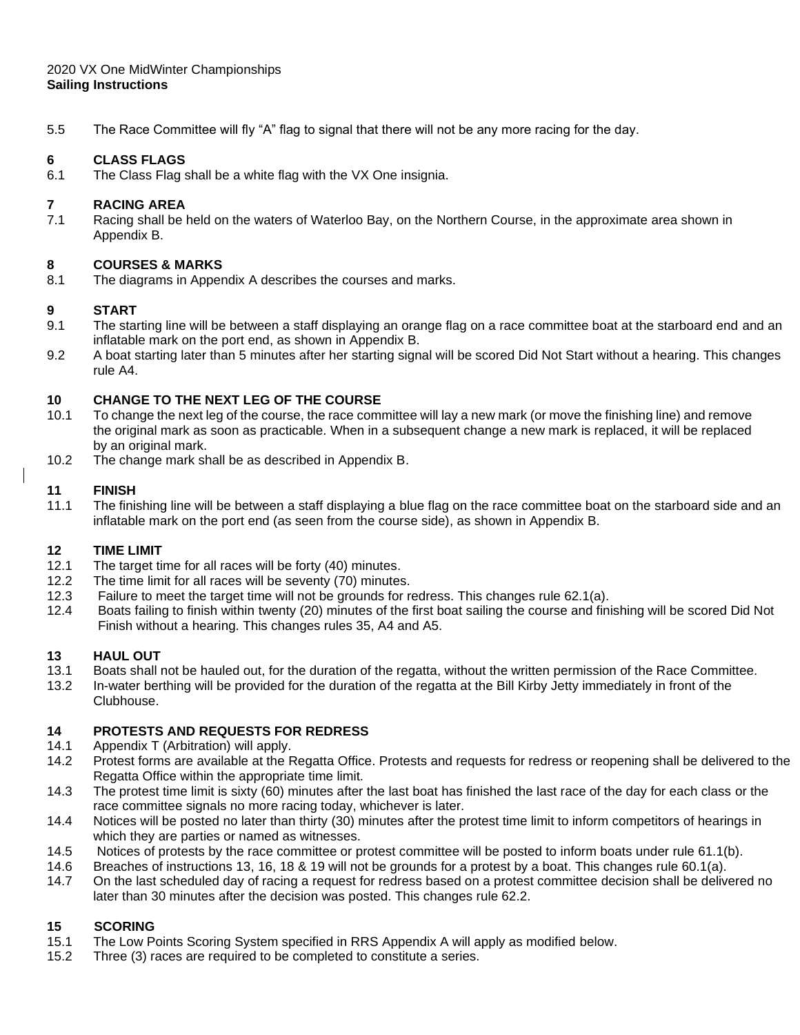5.5 The Race Committee will fly "A" flag to signal that there will not be any more racing for the day.

## 6 CLASS FLAGS

6.1 The Class Flag shall be a white flag with the VX One insignia.

## 7 RACING AREA

7.1 Racing shall be held on the waters of Waterloo Bay, on the Northern Course, in the approximate area shown in Appendix B.

## 8 COURSES & MARKS

8.1 The diagrams in Appendix A describes the courses and marks.

## 9 START

9.1 The starting line will be between a staff displaying an orange flag on a race committee boat at the starboard end and an inflatable mark on the port end, as shown in Appendix B.

9.2 A boat starting later than 5 minutes after her starting signal will be scored Did Not Start without a hearing. This changes rule A4.

## 10 CHANGE TO THE NEXT LEG OF THE COURSE

10.1 To change the next leg of the course, the race committee will lay a new mark (or move the finishing line) and remove the original mark as soon as practicable. When in a subsequent change a new mark is replaced, it will be replaced by an original mark.

10.2 The change mark shall be as described in Appendix B.

## 11 FINISH

11.1 The finishing line will be between a staff displaying a blue flag on the race committee boat on the starboard side and an inflatable mark on the port end (as seen from the course side), as shown in Appendix B.

## 12 TIME LIMIT

12.1 The target time for all races will be forty (40) minutes.

12.2 The time limit for all races will be seventy (70) minutes.

12.3 Failure to meet the target time will not be grounds for redress. This changes rule 62.1(a).

12.4 Boats failing to finish within twenty (20) minutes of the first boat sailing the course and finishing will be scored Did Not Finish without a hearing. This changes rules 35, A4 and A5.

## 13 HAUL OUT

13.1 Boats shall not be hauled out, for the duration of the regatta, without the written permission of the Race Committee.

13.2 In-water berthing will be provided for the duration of the regatta at the Bill Kirby Jetty immediately in front of the Clubhouse.

## 14 PROTESTS AND REQUESTS FOR REDRESS

14.1 Appendix T (Arbitration) will apply.

14.2 Protest forms are available at the Regatta Office. Protests and requests for redress or reopening shall be delivered to the Regatta Office within the appropriate time limit.

14.3 The protest time limit is sixty (60) minutes after the last boat has finished the last race of the day for each class or the race committee signals no more racing today, whichever is later.

14.4 Notices will be posted no later than thirty (30) minutes after the protest time limit to inform competitors of hearings in which they are parties or named as witnesses.

14.5 Notices of protests by the race committee or protest committee will be posted to inform boats under rule 61.1(b).

14.6 Breaches of instructions 13, 16, 18 & 19 will not be grounds for a protest by a boat. This changes rule 60.1(a).

14.7 On the last scheduled day of racing a request for redress based on a protest committee decision shall be delivered no later than 30 minutes after the decision was posted. This changes rule 62.2.

## 15 SCORING

15.1 The Low Points Scoring System specified in RRS Appendix A will apply as modified below.

15.2 Three (3) races are required to be completed to constitute a series.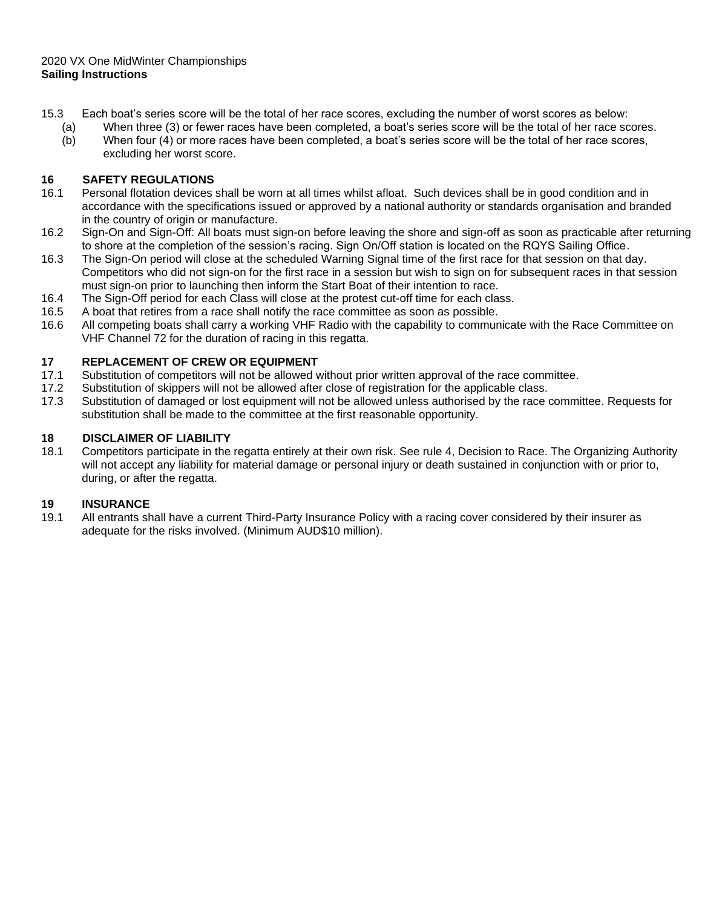15.3 Each boat's series score will be the total of her race scores, excluding the number of worst scores as below:

(a) When three (3) or fewer races have been completed, a boat's series score will be the total of her race scores.

(b) When four (4) or more races have been completed, a boat's series score will be the total of her race scores, excluding her worst score.

## 16 SAFETY REGULATIONS

16.1 Personal flotation devices shall be worn at all times whilst afloat. Such devices shall be in good condition and in accordance with the specifications issued or approved by a national authority or standards organisation and branded in the country of origin or manufacture.

16.2 Sign-On and Sign-Off: All boats must sign-on before leaving the shore and sign-off as soon as practicable after returning to shore at the completion of the session's racing. Sign On/Off station is located on the RQYS Sailing Office.

16.3 The Sign-On period will close at the scheduled Warning Signal time of the first race for that session on that day. Competitors who did not sign-on for the first race in a session but wish to sign on for subsequent races in that session must sign-on prior to launching then inform the Start Boat of their intention to race.

16.4 The Sign-Off period for each Class will close at the protest cut-off time for each class.

16.5 A boat that retires from a race shall notify the race committee as soon as possible.

16.6 All competing boats shall carry a working VHF Radio with the capability to communicate with the Race Committee on VHF Channel 72 for the duration of racing in this regatta.

## 17 REPLACEMENT OF CREW OR EQUIPMENT

17.1 Substitution of competitors will not be allowed without prior written approval of the race committee.

17.2 Substitution of skippers will not be allowed after close of registration for the applicable class.

17.3 Substitution of damaged or lost equipment will not be allowed unless authorised by the race committee. Requests for substitution shall be made to the committee at the first reasonable opportunity.

## 18 DISCLAIMER OF LIABILITY

18.1 Competitors participate in the regatta entirely at their own risk. See rule 4, Decision to Race. The Organizing Authority will not accept any liability for material damage or personal injury or death sustained in conjunction with or prior to, during, or after the regatta.

## 19 INSURANCE

19.1 All entrants shall have a current Third-Party Insurance Policy with a racing cover considered by their insurer as adequate for the risks involved. (Minimum AUD$10 million).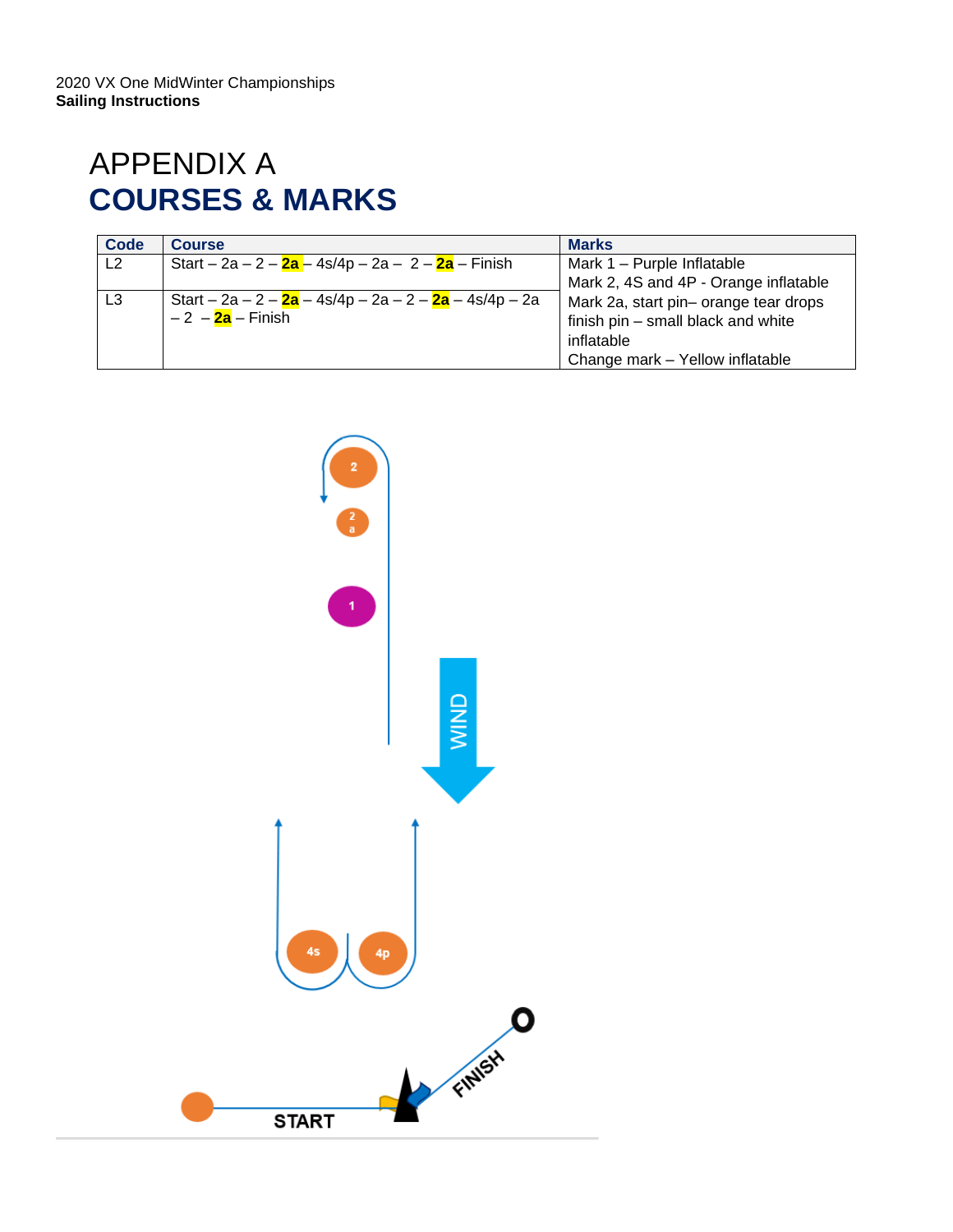2020 VX One MidWinter Championships
**Sailing Instructions**

# APPENDIX A
# COURSES & MARKS

| Code | Course | Marks |
|---|---|---|
| L2 | Start – 2a – 2 – **2a** – 4s/4p – 2a – 2 – **2a** – Finish | Mark 1 – Purple Inflatable<br>Mark 2, 4S and 4P - Orange inflatable<br>Mark 2a, start pin– orange tear drops<br>finish pin – small black and white inflatable<br>Change mark – Yellow inflatable |
| L3 | Start – 2a – 2 – **2a** – 4s/4p – 2a – 2 – **2a** – 4s/4p – 2a – 2 – **2a** – Finish | |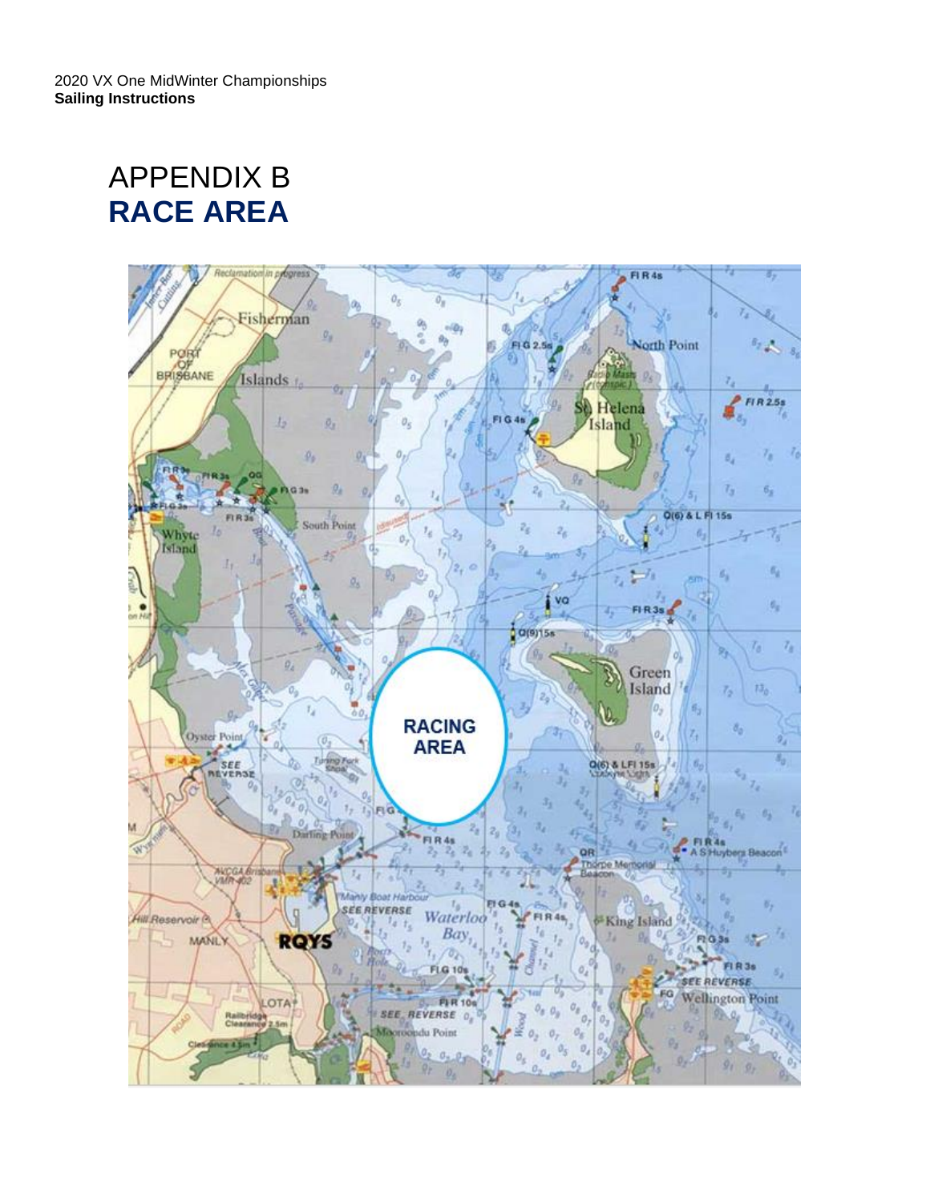# APPENDIX B
# RACE AREA

RACING AREA